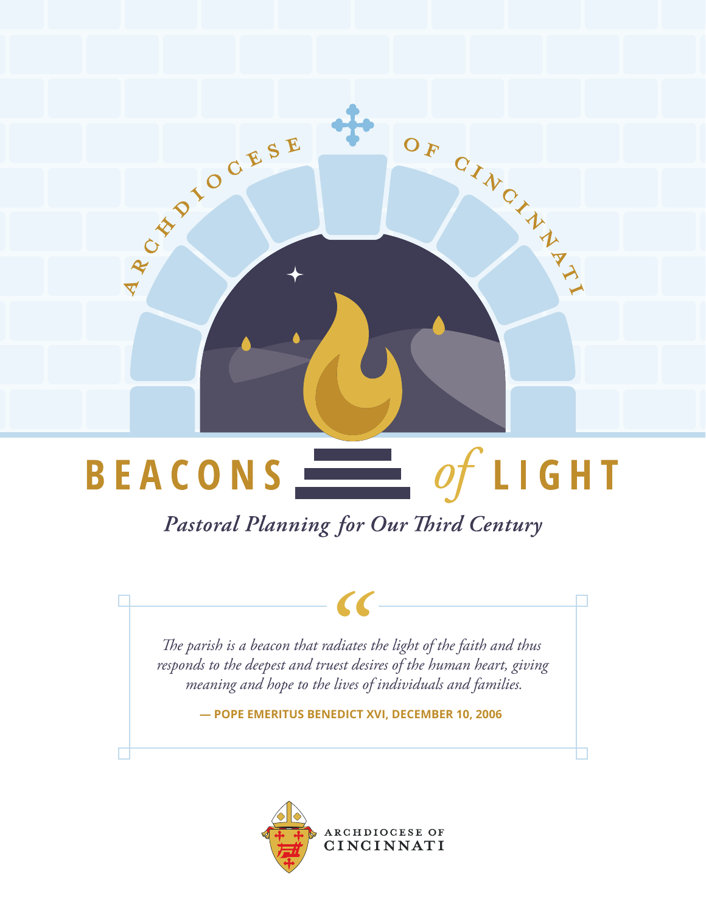ARCHDIOCESE OF CINCINNATI

# BEACONS *of* LIGHT

*Pastoral Planning for Our Third Century*

> *The parish is a beacon that radiates the light of the faith and thus responds to the deepest and truest desires of the human heart, giving meaning and hope to the lives of individuals and families.*
>
> **— POPE EMERITUS BENEDICT XVI, DECEMBER 10, 2006**

ARCHDIOCESE OF CINCINNATI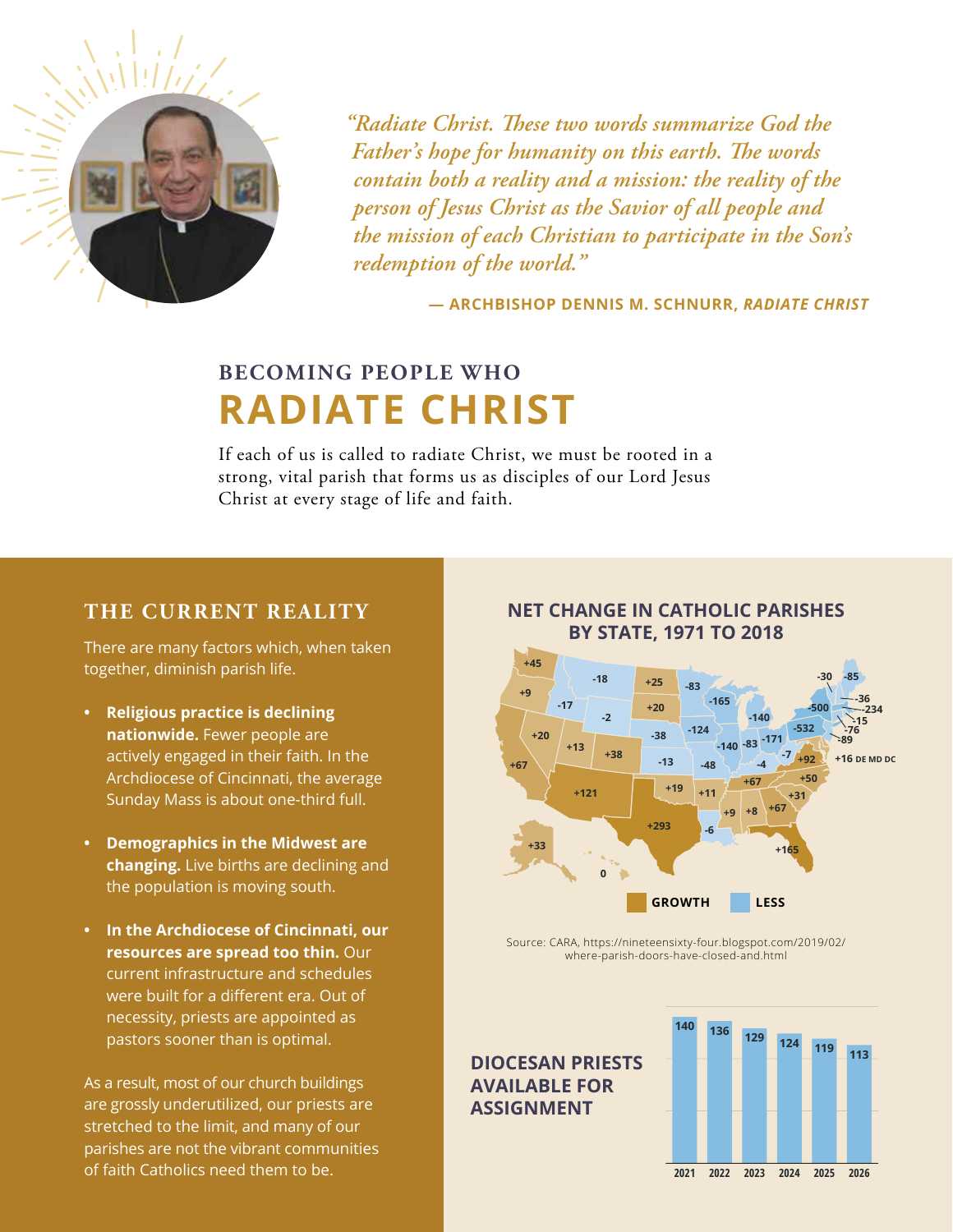> *"Radiate Christ. These two words summarize God the Father's hope for humanity on this earth. The words contain both a reality and a mission: the reality of the person of Jesus Christ as the Savior of all people and the mission of each Christian to participate in the Son's redemption of the world."*
>
> — **ARCHBISHOP DENNIS M. SCHNURR, *RADIATE CHRIST***

## BECOMING PEOPLE WHO RADIATE CHRIST

If each of us is called to radiate Christ, we must be rooted in a strong, vital parish that forms us as disciples of our Lord Jesus Christ at every stage of life and faith.

### THE CURRENT REALITY

There are many factors which, when taken together, diminish parish life.

- **Religious practice is declining nationwide.** Fewer people are actively engaged in their faith. In the Archdiocese of Cincinnati, the average Sunday Mass is about one-third full.
- **Demographics in the Midwest are changing.** Live births are declining and the population is moving south.
- **In the Archdiocese of Cincinnati, our resources are spread too thin.** Our current infrastructure and schedules were built for a different era. Out of necessity, priests are appointed as pastors sooner than is optimal.

As a result, most of our church buildings are grossly underutilized, our priests are stretched to the limit, and many of our parishes are not the vibrant communities of faith Catholics need them to be.

### NET CHANGE IN CATHOLIC PARISHES BY STATE, 1971 TO 2018

+45, +9, +20, +67, +33, 0, -18, -17, -2, +13, +121, +25, +20, +38, -38, -13, +293, -83, -165, -124, -48, +19, +11, -6, +9, +8, -140, -83, -171, -4, -7, +67, +165, +67, +31, +50, +92, -532, -500, -30, -85, -36, -234, -15, -76, -89, +16 DE MD DC

GROWTH | LESS

Source: CARA, https://nineteensixty-four.blogspot.com/2019/02/where-parish-doors-have-closed-and.html

### DIOCESAN PRIESTS AVAILABLE FOR ASSIGNMENT

| Year | Priests |
|---|---|
| 2021 | 140 |
| 2022 | 136 |
| 2023 | 129 |
| 2024 | 124 |
| 2025 | 119 |
| 2026 | 113 |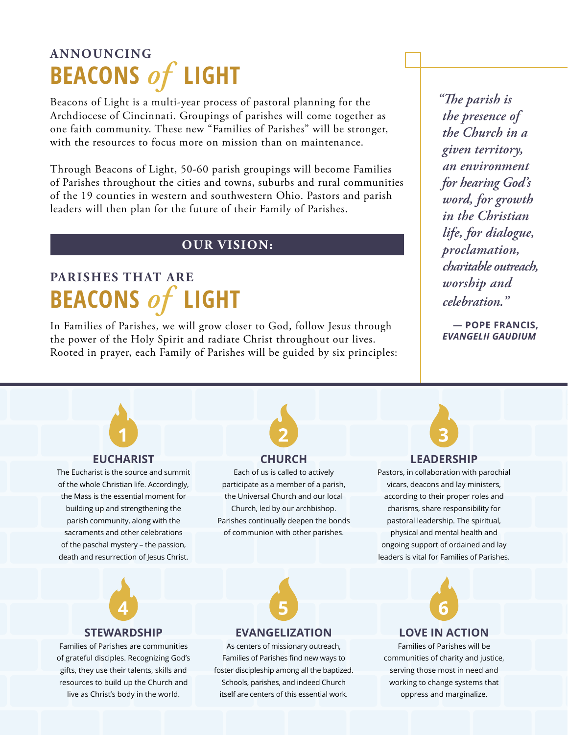## ANNOUNCING
# BEACONS *of* LIGHT

Beacons of Light is a multi-year process of pastoral planning for the Archdiocese of Cincinnati. Groupings of parishes will come together as one faith community. These new "Families of Parishes" will be stronger, with the resources to focus more on mission than on maintenance.

Through Beacons of Light, 50-60 parish groupings will become Families of Parishes throughout the cities and towns, suburbs and rural communities of the 19 counties in western and southwestern Ohio. Pastors and parish leaders will then plan for the future of their Family of Parishes.

> *"The parish is the presence of the Church in a given territory, an environment for hearing God's word, for growth in the Christian life, for dialogue, proclamation, charitable outreach, worship and celebration."*
>
> **— POPE FRANCIS, *EVANGELII GAUDIUM***

## OUR VISION:

## PARISHES THAT ARE
# BEACONS *of* LIGHT

In Families of Parishes, we will grow closer to God, follow Jesus through the power of the Holy Spirit and radiate Christ throughout our lives. Rooted in prayer, each Family of Parishes will be guided by six principles:

### 1 EUCHARIST

The Eucharist is the source and summit of the whole Christian life. Accordingly, the Mass is the essential moment for building up and strengthening the parish community, along with the sacraments and other celebrations of the paschal mystery – the passion, death and resurrection of Jesus Christ.

### 2 CHURCH

Each of us is called to actively participate as a member of a parish, the Universal Church and our local Church, led by our archbishop. Parishes continually deepen the bonds of communion with other parishes.

### 3 LEADERSHIP

Pastors, in collaboration with parochial vicars, deacons and lay ministers, according to their proper roles and charisms, share responsibility for pastoral leadership. The spiritual, physical and mental health and ongoing support of ordained and lay leaders is vital for Families of Parishes.

### 4 STEWARDSHIP

Families of Parishes are communities of grateful disciples. Recognizing God's gifts, they use their talents, skills and resources to build up the Church and live as Christ's body in the world.

### 5 EVANGELIZATION

As centers of missionary outreach, Families of Parishes find new ways to foster discipleship among all the baptized. Schools, parishes, and indeed Church itself are centers of this essential work.

### 6 LOVE IN ACTION

Families of Parishes will be communities of charity and justice, serving those most in need and working to change systems that oppress and marginalize.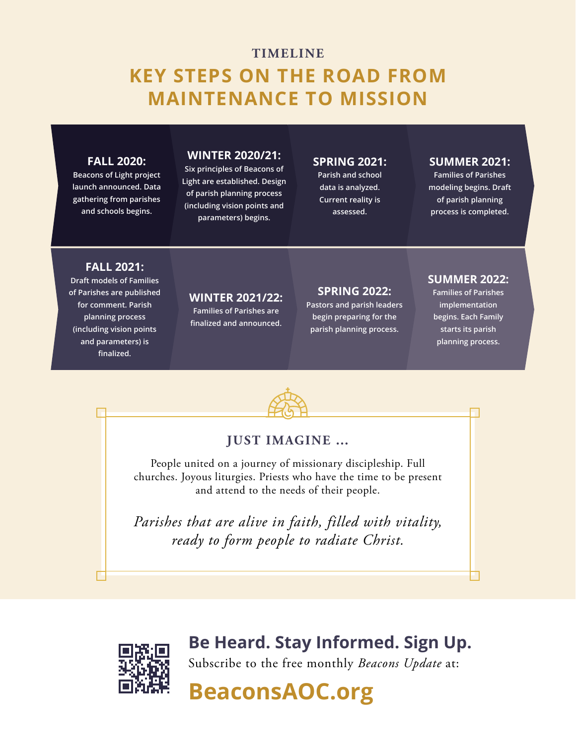TIMELINE

# KEY STEPS ON THE ROAD FROM MAINTENANCE TO MISSION

**FALL 2020:**
Beacons of Light project launch announced. Data gathering from parishes and schools begins.

**WINTER 2020/21:**
Six principles of Beacons of Light are established. Design of parish planning process (including vision points and parameters) begins.

**SPRING 2021:**
Parish and school data is analyzed. Current reality is assessed.

**SUMMER 2021:**
Families of Parishes modeling begins. Draft of parish planning process is completed.

**FALL 2021:**
Draft models of Families of Parishes are published for comment. Parish planning process (including vision points and parameters) is finalized.

**WINTER 2021/22:**
Families of Parishes are finalized and announced.

**SPRING 2022:**
Pastors and parish leaders begin preparing for the parish planning process.

**SUMMER 2022:**
Families of Parishes implementation begins. Each Family starts its parish planning process.

## JUST IMAGINE ...

People united on a journey of missionary discipleship. Full churches. Joyous liturgies. Priests who have the time to be present and attend to the needs of their people.

*Parishes that are alive in faith, filled with vitality, ready to form people to radiate Christ.*

**Be Heard. Stay Informed. Sign Up.**

Subscribe to the free monthly *Beacons Update* at:

**BeaconsAOC.org**